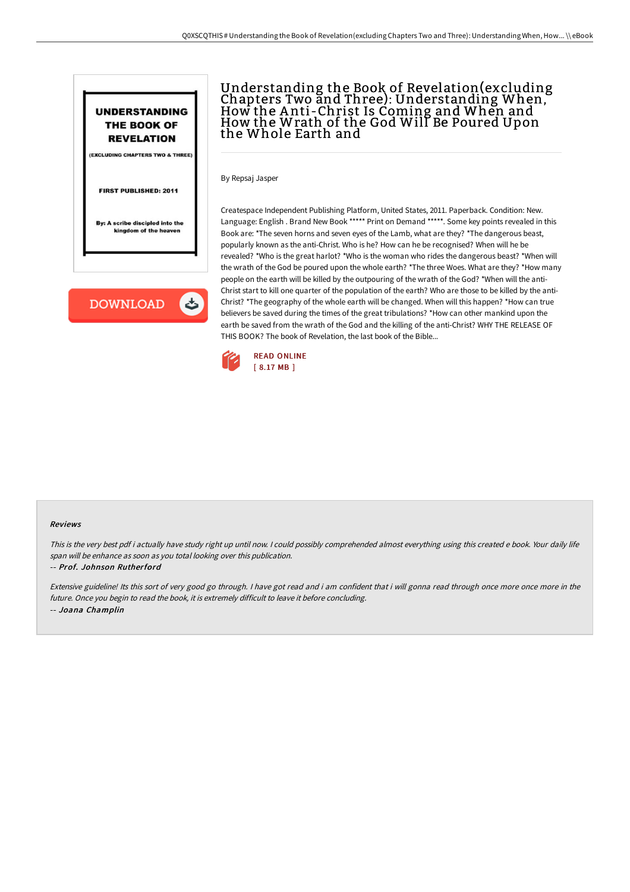# Understanding the Book of Revelation(excluding Chapters Two and Three): Understanding When, How the Anti-Christ Is Coming and When and How the Wrath of the God Will Be Poured Upon the Whole Earth and

By Repsaj Jasper

Createspace Independent Publishing Platform, United States, 2011. Paperback. Condition: New. Language: English . Brand New Book ***** Print on Demand *****. Some key points revealed in this Book are: *The seven horns and seven eyes of the Lamb, what are they? *The dangerous beast, popularly known as the anti-Christ. Who is he? How can he be recognised? When will he be revealed? *Who is the great harlot? *Who is the woman who rides the dangerous beast? *When will the wrath of the God be poured upon the whole earth? *The three Woes. What are they? *How many people on the earth will be killed by the outpouring of the wrath of the God? *When will the anti-Christ start to kill one quarter of the population of the earth? Who are those to be killed by the anti-Christ? *The geography of the whole earth will be changed. When will this happen? *How can true believers be saved during the times of the great tribulations? *How can other mankind upon the earth be saved from the wrath of the God and the killing of the anti-Christ? WHY THE RELEASE OF THIS BOOK? The book of Revelation, the last book of the Bible...

READ ONLINE
[ 8.17 MB ]

## Reviews

*This is the very best pdf i actually have study right up until now. I could possibly comprehended almost everything using this created e book. Your daily life span will be enhance as soon as you total looking over this publication.*

-- ***Prof. Johnson Rutherford***

*Extensive guideline! Its this sort of very good go through. I have got read and i am confident that i will gonna read through once more once more in the future. Once you begin to read the book, it is extremely difficult to leave it before concluding.*

-- ***Joana Champlin***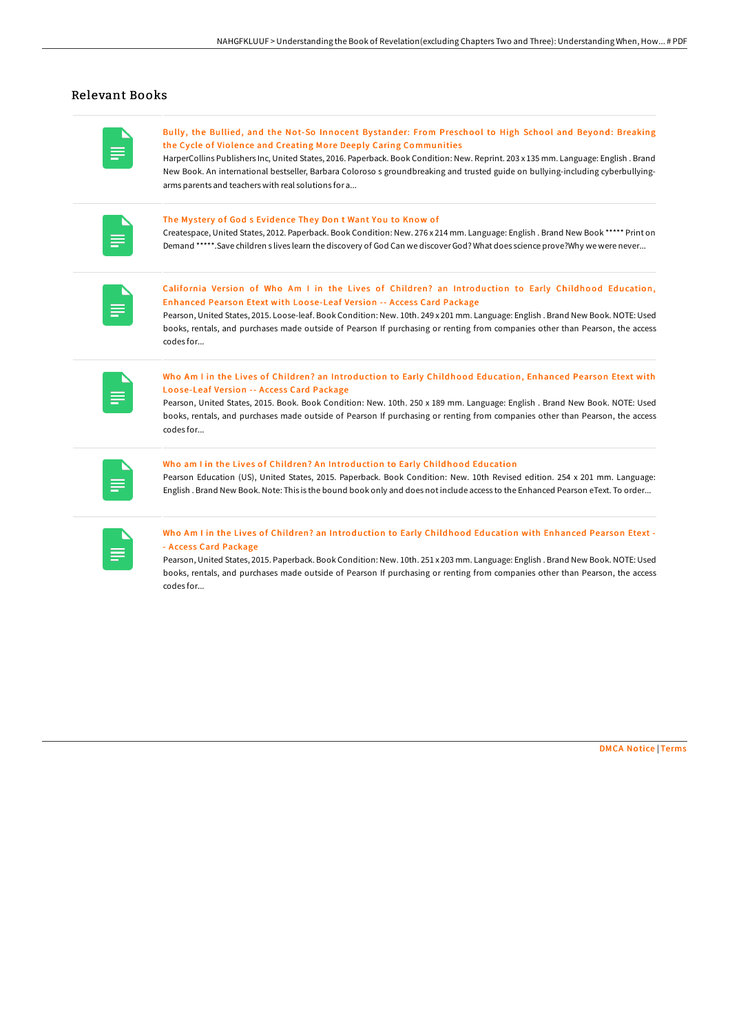## Relevant Books

**Bully, the Bullied, and the Not-So Innocent Bystander: From Preschool to High School and Beyond: Breaking the Cycle of Violence and Creating More Deeply Caring Communities**

HarperCollins Publishers Inc, United States, 2016. Paperback. Book Condition: New. Reprint. 203 x 135 mm. Language: English . Brand New Book. An international bestseller, Barbara Coloroso s groundbreaking and trusted guide on bullying-including cyberbullying-arms parents and teachers with real solutions for a...

**The Mystery of God s Evidence They Don t Want You to Know of**

Createspace, United States, 2012. Paperback. Book Condition: New. 276 x 214 mm. Language: English . Brand New Book ***** Print on Demand *****.Save children s lives learn the discovery of God Can we discover God? What does science prove?Why we were never...

**California Version of Who Am I in the Lives of Children? an Introduction to Early Childhood Education, Enhanced Pearson Etext with Loose-Leaf Version -- Access Card Package**

Pearson, United States, 2015. Loose-leaf. Book Condition: New. 10th. 249 x 201 mm. Language: English . Brand New Book. NOTE: Used books, rentals, and purchases made outside of Pearson If purchasing or renting from companies other than Pearson, the access codes for...

**Who Am I in the Lives of Children? an Introduction to Early Childhood Education, Enhanced Pearson Etext with Loose-Leaf Version -- Access Card Package**

Pearson, United States, 2015. Book. Book Condition: New. 10th. 250 x 189 mm. Language: English . Brand New Book. NOTE: Used books, rentals, and purchases made outside of Pearson If purchasing or renting from companies other than Pearson, the access codes for...

**Who am I in the Lives of Children? An Introduction to Early Childhood Education**

Pearson Education (US), United States, 2015. Paperback. Book Condition: New. 10th Revised edition. 254 x 201 mm. Language: English . Brand New Book. Note: This is the bound book only and does not include access to the Enhanced Pearson eText. To order...

**Who Am I in the Lives of Children? an Introduction to Early Childhood Education with Enhanced Pearson Etext -- Access Card Package**

Pearson, United States, 2015. Paperback. Book Condition: New. 10th. 251 x 203 mm. Language: English . Brand New Book. NOTE: Used books, rentals, and purchases made outside of Pearson If purchasing or renting from companies other than Pearson, the access codes for...